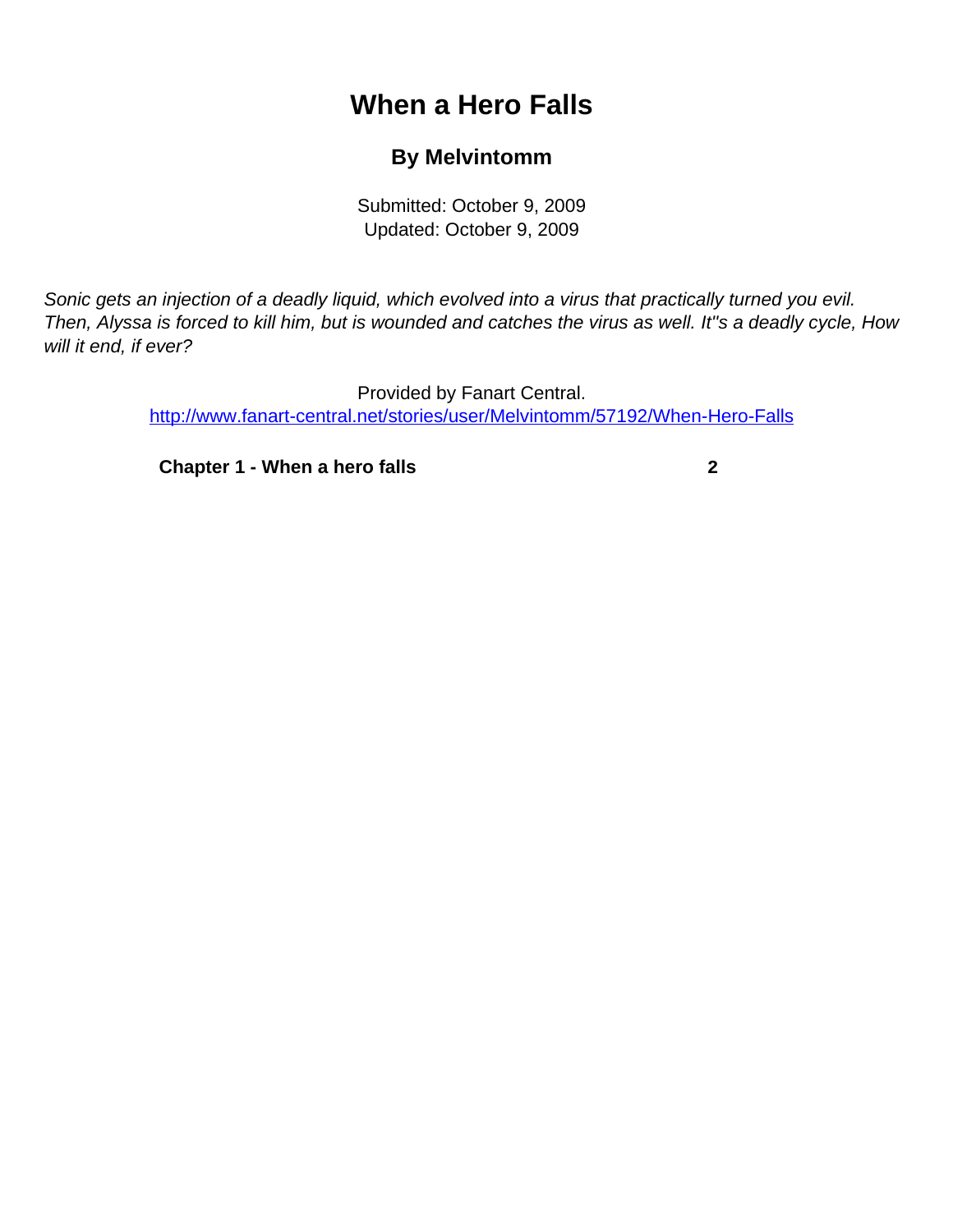# When a Hero Falls

## By Melvintomm

Submitted: October 9, 2009
Updated: October 9, 2009

*Sonic gets an injection of a deadly liquid, which evolved into a virus that practically turned you evil. Then, Alyssa is forced to kill him, but is wounded and catches the virus as well. It''s a deadly cycle, How will it end, if ever?*

Provided by Fanart Central.
http://www.fanart-central.net/stories/user/Melvintomm/57192/When-Hero-Falls

**Chapter 1 - When a hero falls** **2**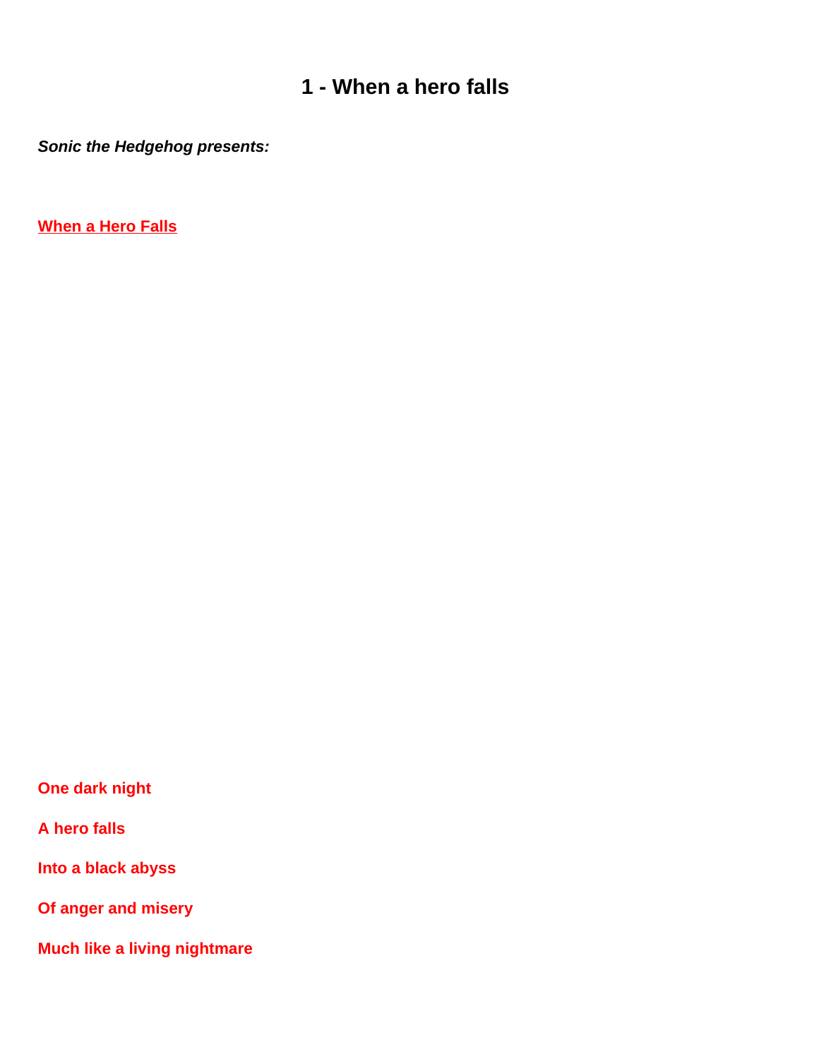# 1 - When a hero falls

***Sonic the Hedgehog presents:***

**When a Hero Falls**

**One dark night**

**A hero falls**

**Into a black abyss**

**Of anger and misery**

**Much like a living nightmare**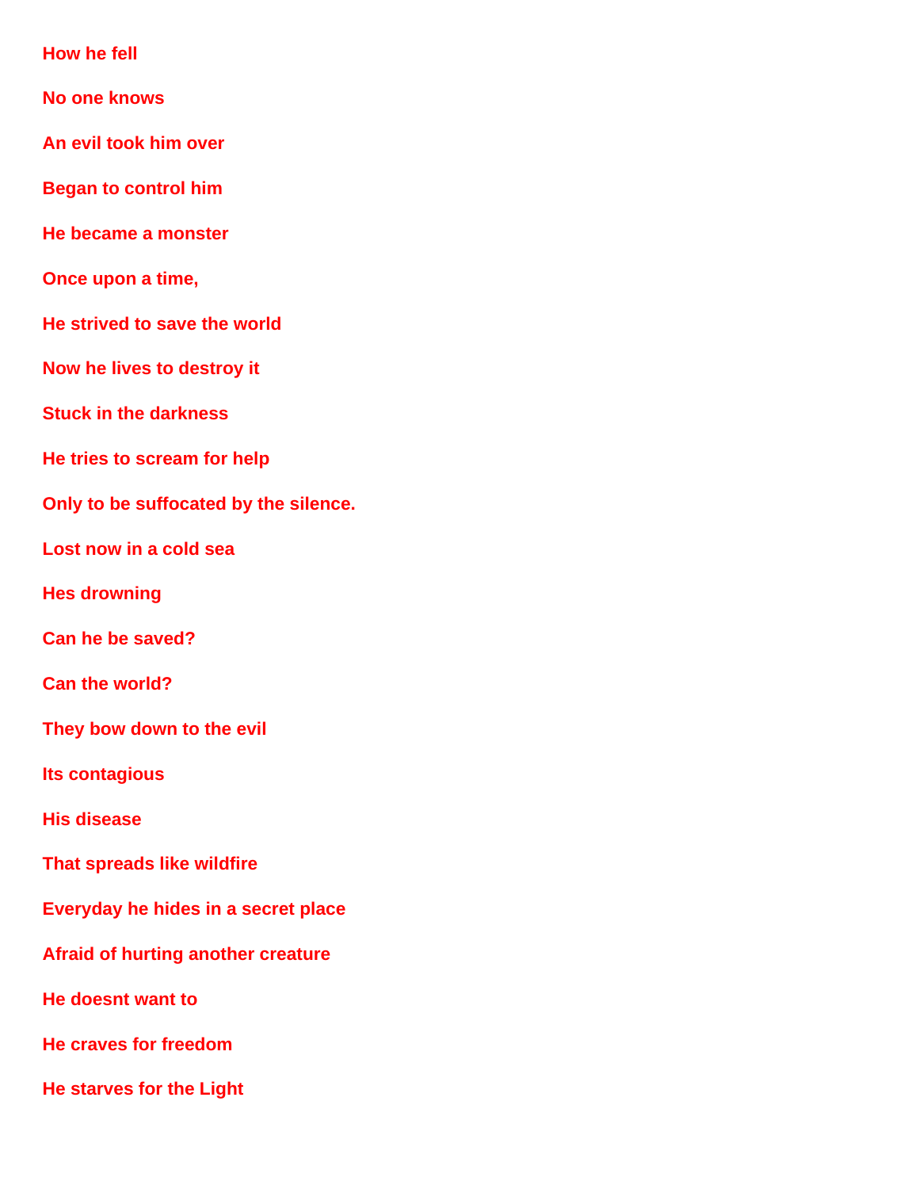**How he fell**

**No one knows**

**An evil took him over**

**Began to control him**

**He became a monster**

**Once upon a time,**

**He strived to save the world**

**Now he lives to destroy it**

**Stuck in the darkness**

**He tries to scream for help**

**Only to be suffocated by the silence.**

**Lost now in a cold sea**

**Hes drowning**

**Can he be saved?**

**Can the world?**

**They bow down to the evil**

**Its contagious**

**His disease**

**That spreads like wildfire**

**Everyday he hides in a secret place**

**Afraid of hurting another creature**

**He doesnt want to**

**He craves for freedom**

**He starves for the Light**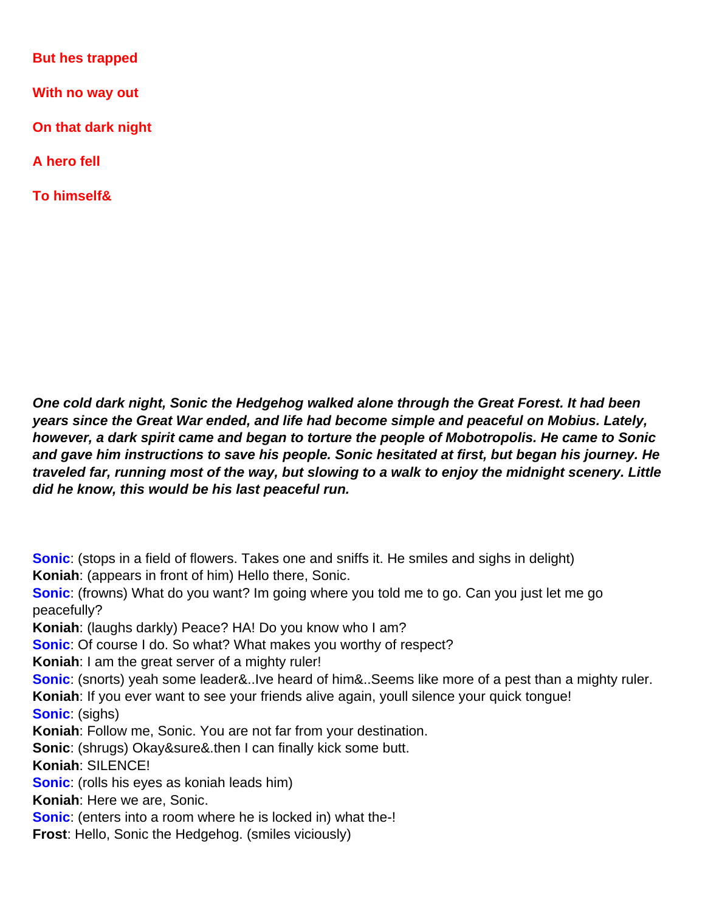**But hes trapped**

**With no way out**

**On that dark night**

**A hero fell**

**To himself&**

***One cold dark night, Sonic the Hedgehog walked alone through the Great Forest. It had been years since the Great War ended, and life had become simple and peaceful on Mobius. Lately, however, a dark spirit came and began to torture the people of Mobotropolis. He came to Sonic and gave him instructions to save his people. Sonic hesitated at first, but began his journey. He traveled far, running most of the way, but slowing to a walk to enjoy the midnight scenery. Little did he know, this would be his last peaceful run.***

**Sonic**: (stops in a field of flowers. Takes one and sniffs it. He smiles and sighs in delight)
**Koniah**: (appears in front of him) Hello there, Sonic.
**Sonic**: (frowns) What do you want? Im going where you told me to go. Can you just let me go peacefully?
**Koniah**: (laughs darkly) Peace? HA! Do you know who I am?
**Sonic**: Of course I do. So what? What makes you worthy of respect?
**Koniah**: I am the great server of a mighty ruler!
**Sonic**: (snorts) yeah some leader&..Ive heard of him&..Seems like more of a pest than a mighty ruler.
**Koniah**: If you ever want to see your friends alive again, youll silence your quick tongue!
**Sonic**: (sighs)
**Koniah**: Follow me, Sonic. You are not far from your destination.
**Sonic**: (shrugs) Okay&sure&.then I can finally kick some butt.
**Koniah**: SILENCE!
**Sonic**: (rolls his eyes as koniah leads him)
**Koniah**: Here we are, Sonic.
**Sonic**: (enters into a room where he is locked in) what the-!
**Frost**: Hello, Sonic the Hedgehog. (smiles viciously)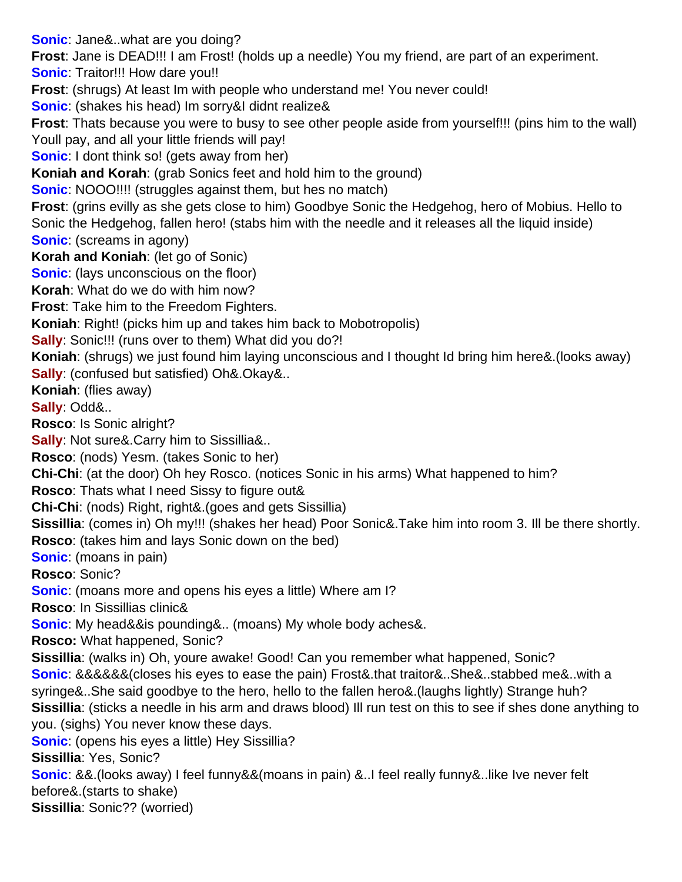**Sonic**: Jane&..what are you doing?

**Frost**: Jane is DEAD!!! I am Frost! (holds up a needle) You my friend, are part of an experiment.

**Sonic**: Traitor!!! How dare you!!

**Frost**: (shrugs) At least Im with people who understand me! You never could!

**Sonic**: (shakes his head) Im sorry&I didnt realize&

**Frost**: Thats because you were to busy to see other people aside from yourself!!! (pins him to the wall) Youll pay, and all your little friends will pay!

**Sonic**: I dont think so! (gets away from her)

**Koniah and Korah**: (grab Sonics feet and hold him to the ground)

**Sonic**: NOOO!!!! (struggles against them, but hes no match)

**Frost**: (grins evilly as she gets close to him) Goodbye Sonic the Hedgehog, hero of Mobius. Hello to Sonic the Hedgehog, fallen hero! (stabs him with the needle and it releases all the liquid inside)

**Sonic**: (screams in agony)

**Korah and Koniah**: (let go of Sonic)

**Sonic**: (lays unconscious on the floor)

**Korah**: What do we do with him now?

**Frost**: Take him to the Freedom Fighters.

**Koniah**: Right! (picks him up and takes him back to Mobotropolis)

**Sally**: Sonic!!! (runs over to them) What did you do?!

**Koniah**: (shrugs) we just found him laying unconscious and I thought Id bring him here&.(looks away)

**Sally**: (confused but satisfied) Oh&.Okay&..

**Koniah**: (flies away)

**Sally**: Odd&..

**Rosco**: Is Sonic alright?

**Sally**: Not sure&.Carry him to Sissillia&..

**Rosco**: (nods) Yesm. (takes Sonic to her)

**Chi-Chi**: (at the door) Oh hey Rosco. (notices Sonic in his arms) What happened to him?

**Rosco**: Thats what I need Sissy to figure out&

**Chi-Chi**: (nods) Right, right&.(goes and gets Sissillia)

**Sissillia**: (comes in) Oh my!!! (shakes her head) Poor Sonic&.Take him into room 3. Ill be there shortly.

**Rosco**: (takes him and lays Sonic down on the bed)

**Sonic**: (moans in pain)

**Rosco**: Sonic?

**Sonic**: (moans more and opens his eyes a little) Where am I?

**Rosco**: In Sissillias clinic&

**Sonic**: My head&&is pounding&.. (moans) My whole body aches&.

**Rosco:** What happened, Sonic?

**Sissillia**: (walks in) Oh, youre awake! Good! Can you remember what happened, Sonic?

**Sonic**: &&&&&&(closes his eyes to ease the pain) Frost&.that traitor&..She&..stabbed me&..with a syringe&..She said goodbye to the hero, hello to the fallen hero&.(laughs lightly) Strange huh?

**Sissillia**: (sticks a needle in his arm and draws blood) Ill run test on this to see if shes done anything to you. (sighs) You never know these days.

**Sonic**: (opens his eyes a little) Hey Sissillia?

**Sissillia**: Yes, Sonic?

**Sonic**: &&.(looks away) I feel funny&&(moans in pain) &..I feel really funny&..like Ive never felt before&.(starts to shake)

**Sissillia**: Sonic?? (worried)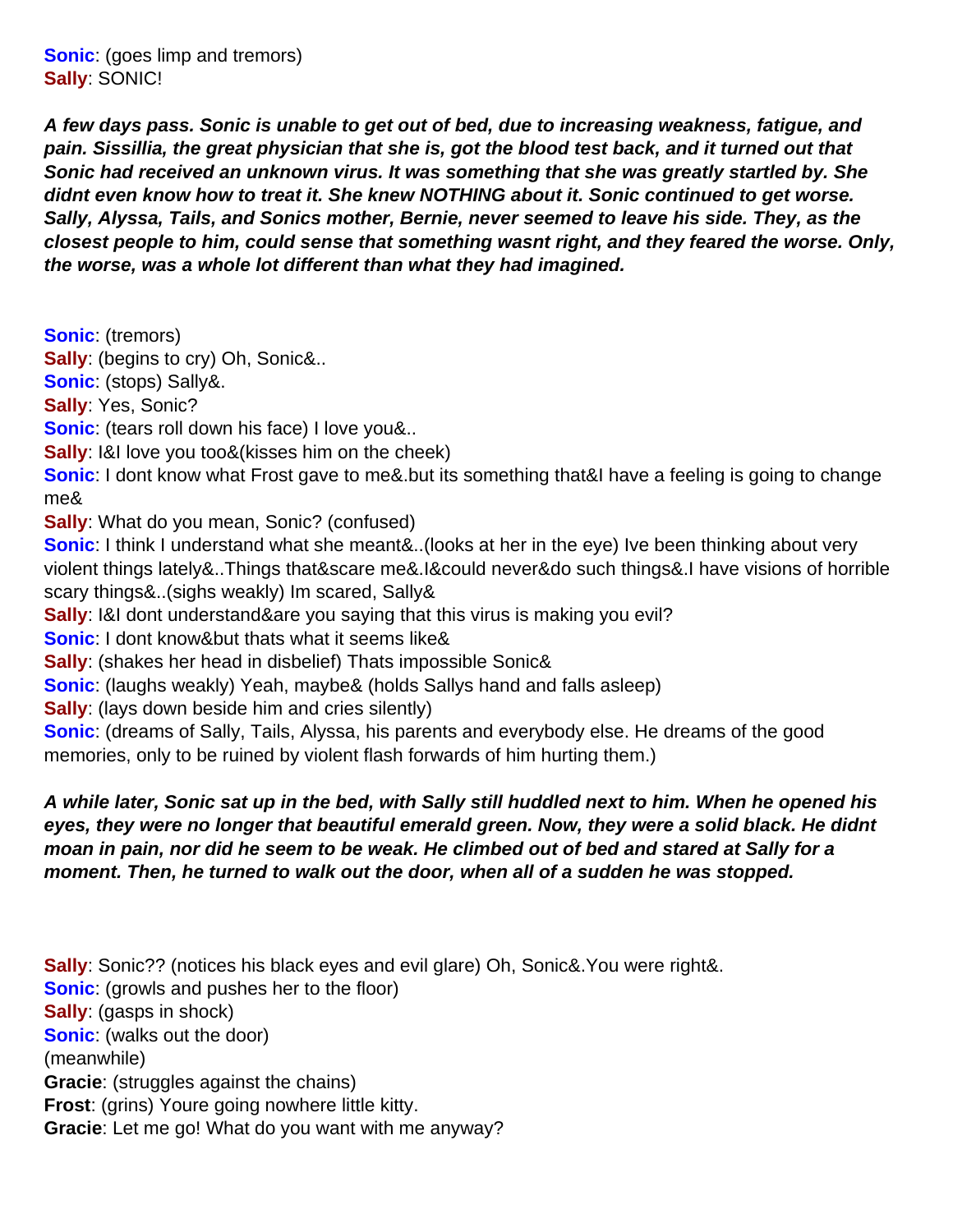**Sonic**: (goes limp and tremors)
**Sally**: SONIC!

***A few days pass. Sonic is unable to get out of bed, due to increasing weakness, fatigue, and pain. Sissillia, the great physician that she is, got the blood test back, and it turned out that Sonic had received an unknown virus. It was something that she was greatly startled by. She didnt even know how to treat it. She knew NOTHING about it. Sonic continued to get worse. Sally, Alyssa, Tails, and Sonics mother, Bernie, never seemed to leave his side. They, as the closest people to him, could sense that something wasnt right, and they feared the worse. Only, the worse, was a whole lot different than what they had imagined.***

**Sonic**: (tremors)
**Sally**: (begins to cry) Oh, Sonic&..
**Sonic**: (stops) Sally&.
**Sally**: Yes, Sonic?
**Sonic**: (tears roll down his face) I love you&..
**Sally**: I&I love you too&(kisses him on the cheek)
**Sonic**: I dont know what Frost gave to me&.but its something that&I have a feeling is going to change me&
**Sally**: What do you mean, Sonic? (confused)
**Sonic**: I think I understand what she meant&..(looks at her in the eye) Ive been thinking about very violent things lately&..Things that&scare me&.I&could never&do such things&.I have visions of horrible scary things&..(sighs weakly) Im scared, Sally&
**Sally**: I&I dont understand&are you saying that this virus is making you evil?
**Sonic**: I dont know&but thats what it seems like&
**Sally**: (shakes her head in disbelief) Thats impossible Sonic&
**Sonic**: (laughs weakly) Yeah, maybe& (holds Sallys hand and falls asleep)
**Sally**: (lays down beside him and cries silently)
**Sonic**: (dreams of Sally, Tails, Alyssa, his parents and everybody else. He dreams of the good memories, only to be ruined by violent flash forwards of him hurting them.)

***A while later, Sonic sat up in the bed, with Sally still huddled next to him. When he opened his eyes, they were no longer that beautiful emerald green. Now, they were a solid black. He didnt moan in pain, nor did he seem to be weak. He climbed out of bed and stared at Sally for a moment. Then, he turned to walk out the door, when all of a sudden he was stopped.***

**Sally**: Sonic?? (notices his black eyes and evil glare) Oh, Sonic&.You were right&.
**Sonic**: (growls and pushes her to the floor)
**Sally**: (gasps in shock)
**Sonic**: (walks out the door)
(meanwhile)
**Gracie**: (struggles against the chains)
**Frost**: (grins) Youre going nowhere little kitty.
**Gracie**: Let me go! What do you want with me anyway?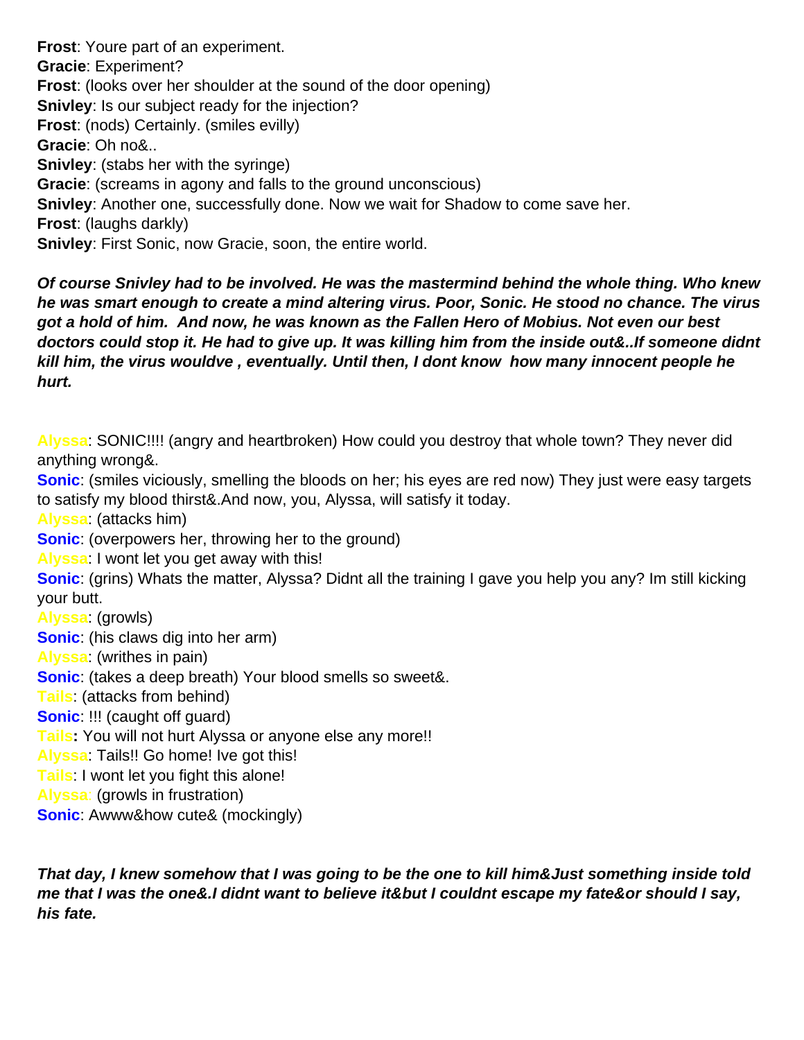**Frost**: Youre part of an experiment.
**Gracie**: Experiment?
**Frost**: (looks over her shoulder at the sound of the door opening)
**Snivley**: Is our subject ready for the injection?
**Frost**: (nods) Certainly. (smiles evilly)
**Gracie**: Oh no&..
**Snivley**: (stabs her with the syringe)
**Gracie**: (screams in agony and falls to the ground unconscious)
**Snivley**: Another one, successfully done. Now we wait for Shadow to come save her.
**Frost**: (laughs darkly)
**Snivley**: First Sonic, now Gracie, soon, the entire world.

***Of course Snivley had to be involved. He was the mastermind behind the whole thing. Who knew he was smart enough to create a mind altering virus. Poor, Sonic. He stood no chance. The virus got a hold of him. And now, he was known as the Fallen Hero of Mobius. Not even our best doctors could stop it. He had to give up. It was killing him from the inside out&..If someone didnt kill him, the virus wouldve , eventually. Until then, I dont know how many innocent people he hurt.***

**Alyssa**: SONIC!!!! (angry and heartbroken) How could you destroy that whole town? They never did anything wrong&.
**Sonic**: (smiles viciously, smelling the bloods on her; his eyes are red now) They just were easy targets to satisfy my blood thirst&.And now, you, Alyssa, will satisfy it today.
**Alyssa**: (attacks him)
**Sonic**: (overpowers her, throwing her to the ground)
**Alyssa**: I wont let you get away with this!
**Sonic**: (grins) Whats the matter, Alyssa? Didnt all the training I gave you help you any? Im still kicking your butt.
**Alyssa**: (growls)
**Sonic**: (his claws dig into her arm)
**Alyssa**: (writhes in pain)
**Sonic**: (takes a deep breath) Your blood smells so sweet&.
**Tails**: (attacks from behind)
**Sonic**: !!! (caught off guard)
**Tails:** You will not hurt Alyssa or anyone else any more!!
**Alyssa**: Tails!! Go home! Ive got this!
**Tails**: I wont let you fight this alone!
**Alyssa**: (growls in frustration)
**Sonic**: Awww&how cute& (mockingly)

***That day, I knew somehow that I was going to be the one to kill him&Just something inside told me that I was the one&.I didnt want to believe it&but I couldnt escape my fate&or should I say, his fate.***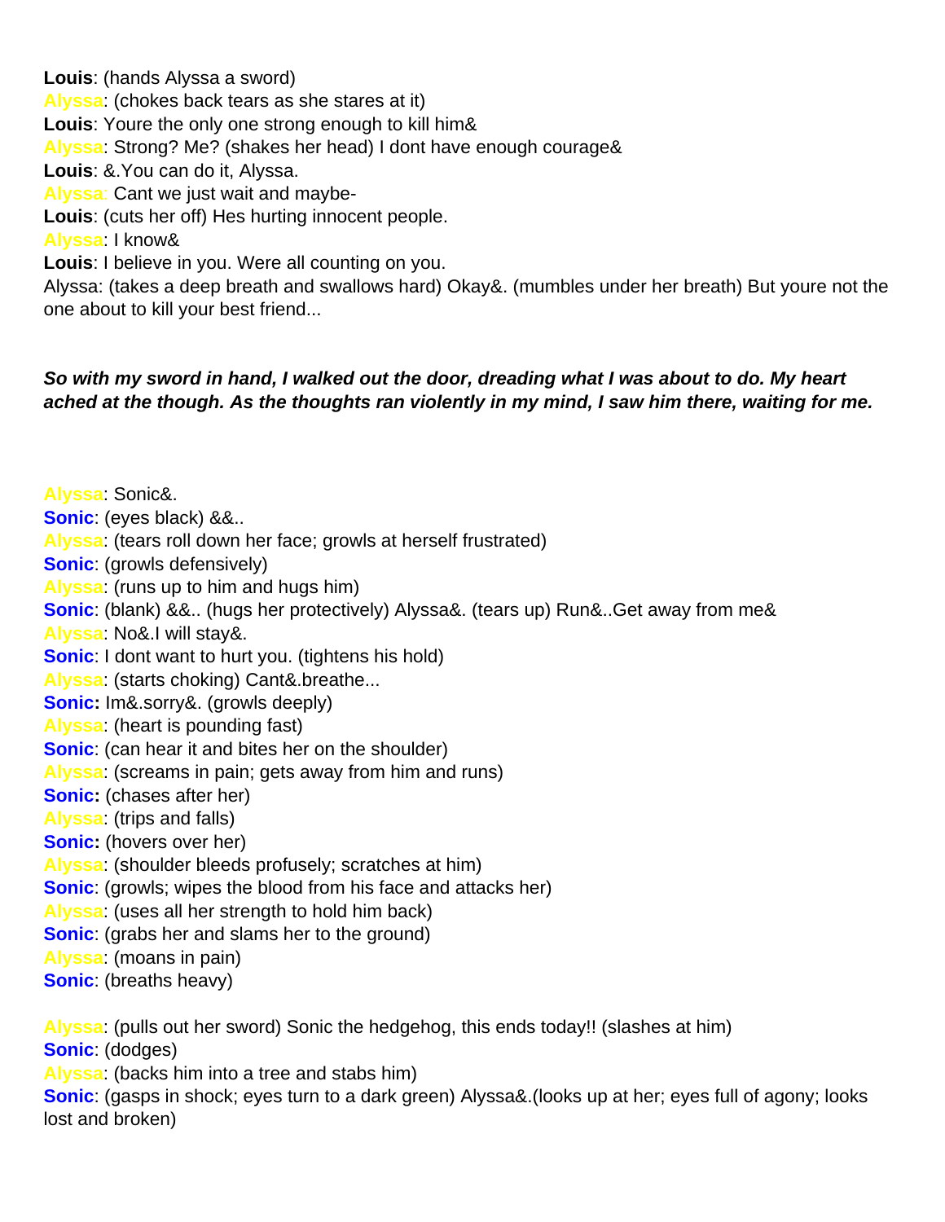**Louis**: (hands Alyssa a sword)

Alyssa: (chokes back tears as she stares at it)

**Louis**: Youre the only one strong enough to kill him&

Alyssa: Strong? Me? (shakes her head) I dont have enough courage&

**Louis**: &.You can do it, Alyssa.

Alyssa: Cant we just wait and maybe-

**Louis**: (cuts her off) Hes hurting innocent people.

Alyssa: I know&

**Louis**: I believe in you. Were all counting on you.

Alyssa: (takes a deep breath and swallows hard) Okay&. (mumbles under her breath) But youre not the one about to kill your best friend...

***So with my sword in hand, I walked out the door, dreading what I was about to do. My heart ached at the though. As the thoughts ran violently in my mind, I saw him there, waiting for me.***

Alyssa: Sonic&.

**Sonic**: (eyes black) &&..

Alyssa: (tears roll down her face; growls at herself frustrated)

**Sonic**: (growls defensively)

Alyssa: (runs up to him and hugs him)

**Sonic**: (blank) &&.. (hugs her protectively) Alyssa&. (tears up) Run&..Get away from me&

Alyssa: No&.I will stay&.

**Sonic**: I dont want to hurt you. (tightens his hold)

Alyssa: (starts choking) Cant&.breathe...

**Sonic:** Im&.sorry&. (growls deeply)

Alyssa: (heart is pounding fast)

**Sonic**: (can hear it and bites her on the shoulder)

Alyssa: (screams in pain; gets away from him and runs)

**Sonic:** (chases after her)

Alyssa: (trips and falls)

**Sonic:** (hovers over her)

Alyssa: (shoulder bleeds profusely; scratches at him)

**Sonic**: (growls; wipes the blood from his face and attacks her)

Alyssa: (uses all her strength to hold him back)

**Sonic**: (grabs her and slams her to the ground)

Alyssa: (moans in pain)

**Sonic**: (breaths heavy)

Alyssa: (pulls out her sword) Sonic the hedgehog, this ends today!! (slashes at him)

**Sonic**: (dodges)

Alyssa: (backs him into a tree and stabs him)

**Sonic**: (gasps in shock; eyes turn to a dark green) Alyssa&.(looks up at her; eyes full of agony; looks lost and broken)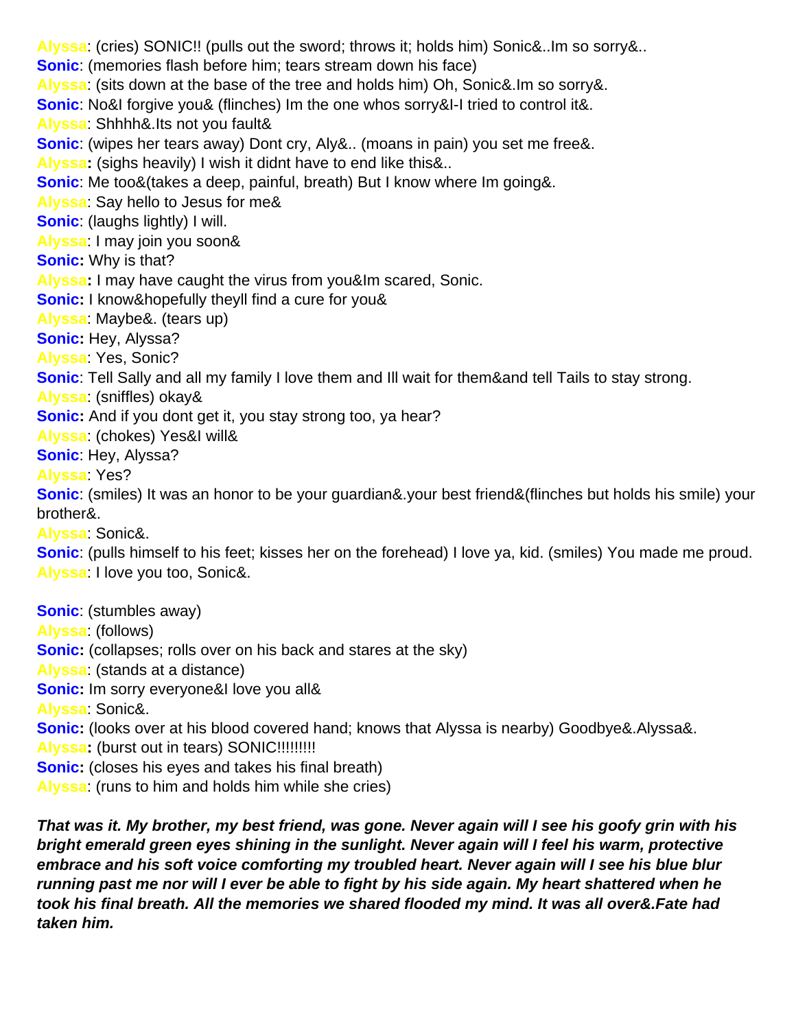**Alyssa**: (cries) SONIC!! (pulls out the sword; throws it; holds him) Sonic&..Im so sorry&..

**Sonic**: (memories flash before him; tears stream down his face)

**Alyssa**: (sits down at the base of the tree and holds him) Oh, Sonic&.Im so sorry&.

**Sonic**: No&I forgive you& (flinches) Im the one whos sorry&I-I tried to control it&.

**Alyssa**: Shhhh&.Its not you fault&

**Sonic**: (wipes her tears away) Dont cry, Aly&.. (moans in pain) you set me free&.

**Alyssa:** (sighs heavily) I wish it didnt have to end like this&..

**Sonic**: Me too&(takes a deep, painful, breath) But I know where Im going&.

**Alyssa**: Say hello to Jesus for me&

**Sonic**: (laughs lightly) I will.

**Alyssa**: I may join you soon&

**Sonic:** Why is that?

**Alyssa:** I may have caught the virus from you&Im scared, Sonic.

**Sonic:** I know&hopefully theyll find a cure for you&

**Alyssa**: Maybe&. (tears up)

**Sonic:** Hey, Alyssa?

**Alyssa**: Yes, Sonic?

**Sonic**: Tell Sally and all my family I love them and Ill wait for them&and tell Tails to stay strong.

**Alyssa**: (sniffles) okay&

**Sonic:** And if you dont get it, you stay strong too, ya hear?

**Alyssa**: (chokes) Yes&I will&

**Sonic**: Hey, Alyssa?

**Alyssa**: Yes?

**Sonic**: (smiles) It was an honor to be your guardian&.your best friend&(flinches but holds his smile) your brother&.

**Alyssa**: Sonic&.

**Sonic**: (pulls himself to his feet; kisses her on the forehead) I love ya, kid. (smiles) You made me proud.

**Alyssa**: I love you too, Sonic&.

**Sonic**: (stumbles away)

**Alyssa**: (follows)

**Sonic:** (collapses; rolls over on his back and stares at the sky)

**Alyssa**: (stands at a distance)

**Sonic:** Im sorry everyone&I love you all&

**Alyssa**: Sonic&.

**Sonic:** (looks over at his blood covered hand; knows that Alyssa is nearby) Goodbye&.Alyssa&.

**Alyssa:** (burst out in tears) SONIC!!!!!!!!!

**Sonic:** (closes his eyes and takes his final breath)

**Alyssa**: (runs to him and holds him while she cries)

***That was it. My brother, my best friend, was gone. Never again will I see his goofy grin with his bright emerald green eyes shining in the sunlight. Never again will I feel his warm, protective embrace and his soft voice comforting my troubled heart. Never again will I see his blue blur running past me nor will I ever be able to fight by his side again. My heart shattered when he took his final breath. All the memories we shared flooded my mind. It was all over&.Fate had taken him.***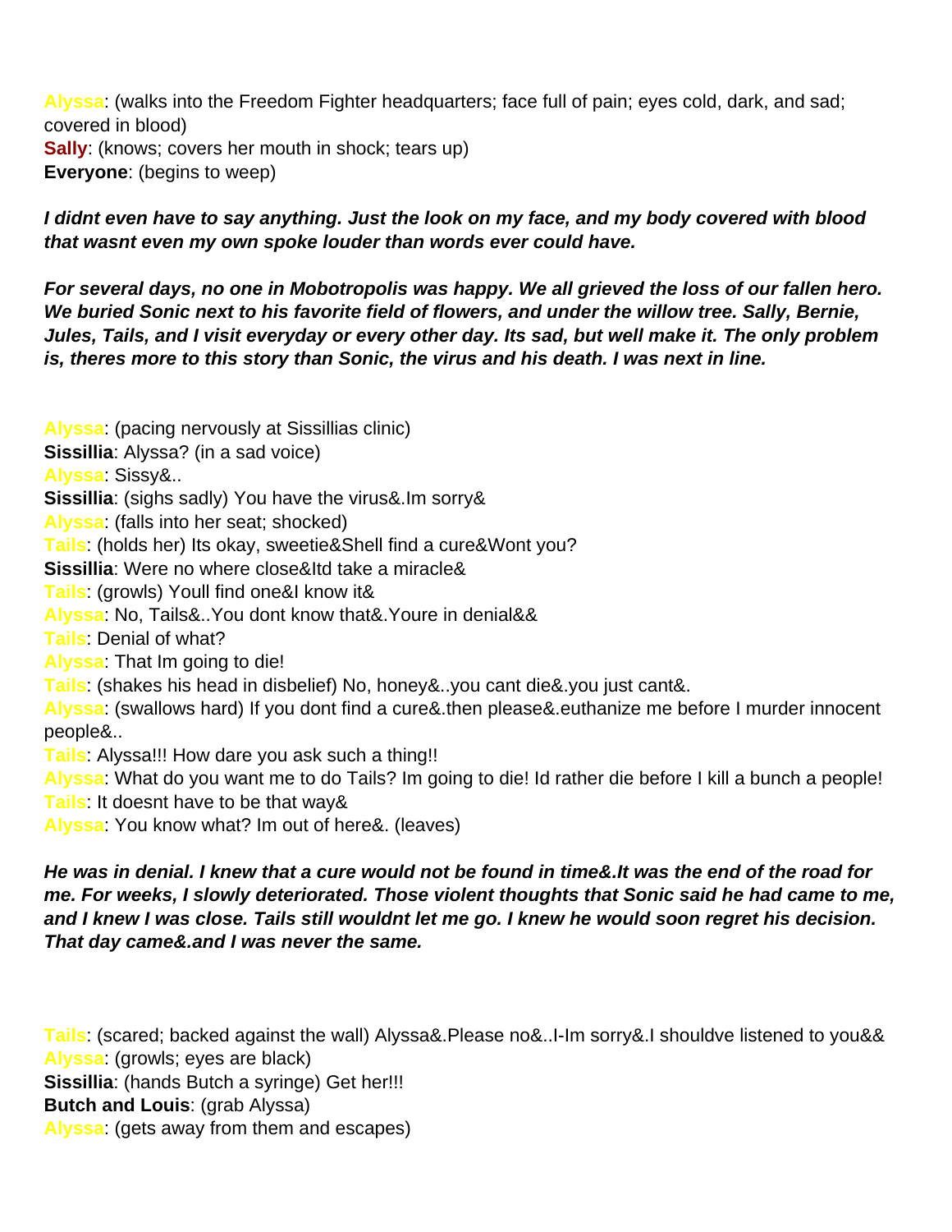**Alyssa**: (walks into the Freedom Fighter headquarters; face full of pain; eyes cold, dark, and sad; covered in blood)
**Sally**: (knows; covers her mouth in shock; tears up)
**Everyone**: (begins to weep)

***I didnt even have to say anything. Just the look on my face, and my body covered with blood that wasnt even my own spoke louder than words ever could have.***

***For several days, no one in Mobotropolis was happy. We all grieved the loss of our fallen hero. We buried Sonic next to his favorite field of flowers, and under the willow tree. Sally, Bernie, Jules, Tails, and I visit everyday or every other day. Its sad, but well make it. The only problem is, theres more to this story than Sonic, the virus and his death. I was next in line.***

**Alyssa**: (pacing nervously at Sissillias clinic)
**Sissillia**: Alyssa? (in a sad voice)
**Alyssa**: Sissy&..
**Sissillia**: (sighs sadly) You have the virus&.Im sorry&
**Alyssa**: (falls into her seat; shocked)
**Tails**: (holds her) Its okay, sweetie&Shell find a cure&Wont you?
**Sissillia**: Were no where close&Itd take a miracle&
**Tails**: (growls) Youll find one&I know it&
**Alyssa**: No, Tails&..You dont know that&.Youre in denial&&
**Tails**: Denial of what?
**Alyssa**: That Im going to die!
**Tails**: (shakes his head in disbelief) No, honey&..you cant die&.you just cant&.
**Alyssa**: (swallows hard) If you dont find a cure&.then please&.euthanize me before I murder innocent people&..
**Tails**: Alyssa!!! How dare you ask such a thing!!
**Alyssa**: What do you want me to do Tails? Im going to die! Id rather die before I kill a bunch a people!
**Tails**: It doesnt have to be that way&
**Alyssa**: You know what? Im out of here&. (leaves)

***He was in denial. I knew that a cure would not be found in time&.It was the end of the road for me. For weeks, I slowly deteriorated. Those violent thoughts that Sonic said he had came to me, and I knew I was close. Tails still wouldnt let me go. I knew he would soon regret his decision. That day came&.and I was never the same.***

**Tails**: (scared; backed against the wall) Alyssa&.Please no&..I-Im sorry&.I shouldve listened to you&&
**Alyssa**: (growls; eyes are black)
**Sissillia**: (hands Butch a syringe) Get her!!!
**Butch and Louis**: (grab Alyssa)
**Alyssa**: (gets away from them and escapes)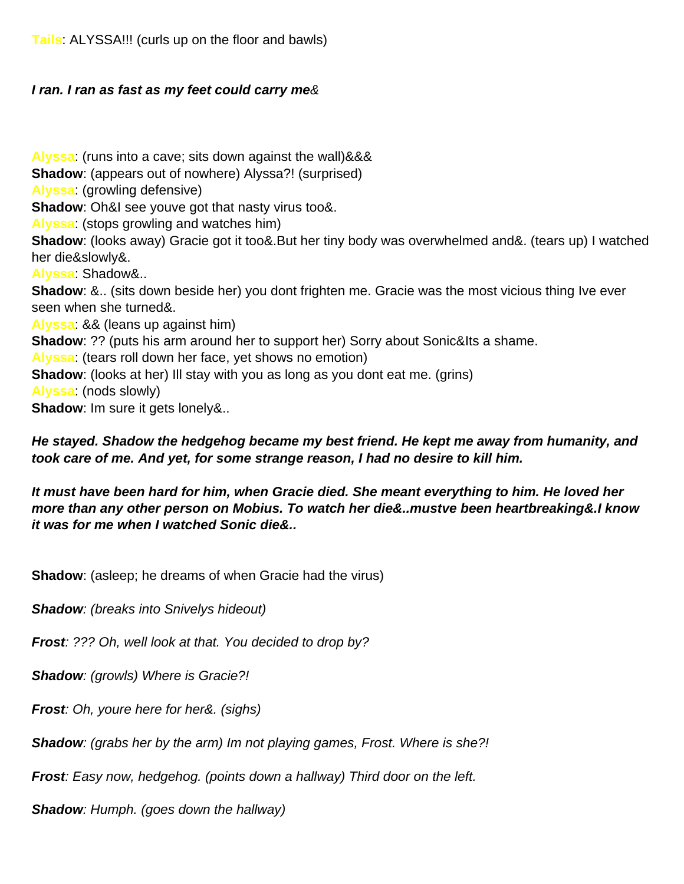**Tails**: ALYSSA!!! (curls up on the floor and bawls)

***I ran. I ran as fast as my feet could carry me***&

**Alyssa**: (runs into a cave; sits down against the wall)&&&
**Shadow**: (appears out of nowhere) Alyssa?! (surprised)
**Alyssa**: (growling defensive)
**Shadow**: Oh&I see youve got that nasty virus too&.
**Alyssa**: (stops growling and watches him)
**Shadow**: (looks away) Gracie got it too&.But her tiny body was overwhelmed and&. (tears up) I watched her die&slowly&.
**Alyssa**: Shadow&..
**Shadow**: &.. (sits down beside her) you dont frighten me. Gracie was the most vicious thing Ive ever seen when she turned&.
**Alyssa**: && (leans up against him)
**Shadow**: ?? (puts his arm around her to support her) Sorry about Sonic&Its a shame.
**Alyssa**: (tears roll down her face, yet shows no emotion)
**Shadow**: (looks at her) Ill stay with you as long as you dont eat me. (grins)
**Alyssa**: (nods slowly)
**Shadow**: Im sure it gets lonely&..

***He stayed. Shadow the hedgehog became my best friend. He kept me away from humanity, and took care of me. And yet, for some strange reason, I had no desire to kill him.***

***It must have been hard for him, when Gracie died. She meant everything to him. He loved her more than any other person on Mobius. To watch her die&..mustve been heartbreaking&.I know it was for me when I watched Sonic die&..***

**Shadow**: (asleep; he dreams of when Gracie had the virus)

***Shadow**: (breaks into Snivelys hideout)*

***Frost**: ??? Oh, well look at that. You decided to drop by?*

***Shadow**: (growls) Where is Gracie?!*

***Frost**: Oh, youre here for her&. (sighs)*

***Shadow**: (grabs her by the arm) Im not playing games, Frost. Where is she?!*

***Frost**: Easy now, hedgehog. (points down a hallway) Third door on the left.*

***Shadow**: Humph. (goes down the hallway)*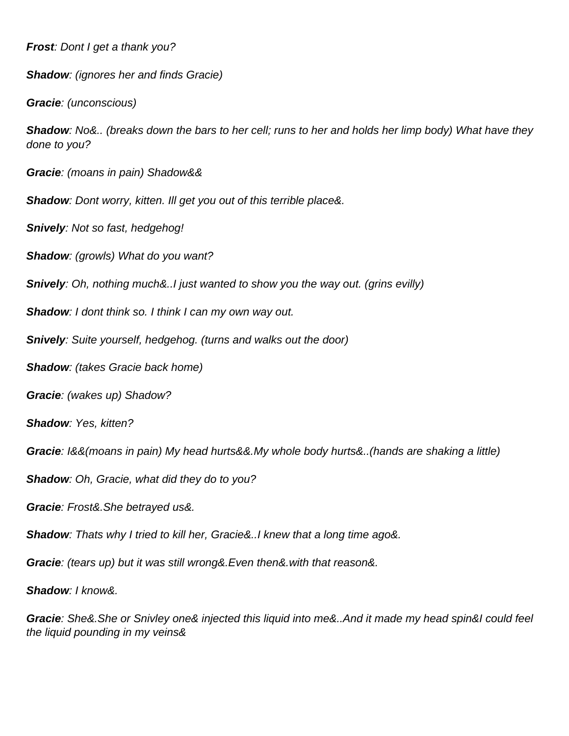***Frost**: Dont I get a thank you?*

***Shadow**: (ignores her and finds Gracie)*

***Gracie**: (unconscious)*

***Shadow**: No&.. (breaks down the bars to her cell; runs to her and holds her limp body) What have they done to you?*

***Gracie**: (moans in pain) Shadow&&*

***Shadow**: Dont worry, kitten. Ill get you out of this terrible place&.*

***Snively**: Not so fast, hedgehog!*

***Shadow**: (growls) What do you want?*

***Snively**: Oh, nothing much&..I just wanted to show you the way out. (grins evilly)*

***Shadow**: I dont think so. I think I can my own way out.*

***Snively**: Suite yourself, hedgehog. (turns and walks out the door)*

***Shadow**: (takes Gracie back home)*

***Gracie**: (wakes up) Shadow?*

***Shadow**: Yes, kitten?*

***Gracie**: I&&(moans in pain) My head hurts&&.My whole body hurts&..(hands are shaking a little)*

***Shadow**: Oh, Gracie, what did they do to you?*

***Gracie**: Frost&.She betrayed us&.*

***Shadow**: Thats why I tried to kill her, Gracie&..I knew that a long time ago&.*

***Gracie**: (tears up) but it was still wrong&.Even then&.with that reason&.*

***Shadow**: I know&.*

***Gracie**: She&.She or Snivley one& injected this liquid into me&..And it made my head spin&I could feel the liquid pounding in my veins&*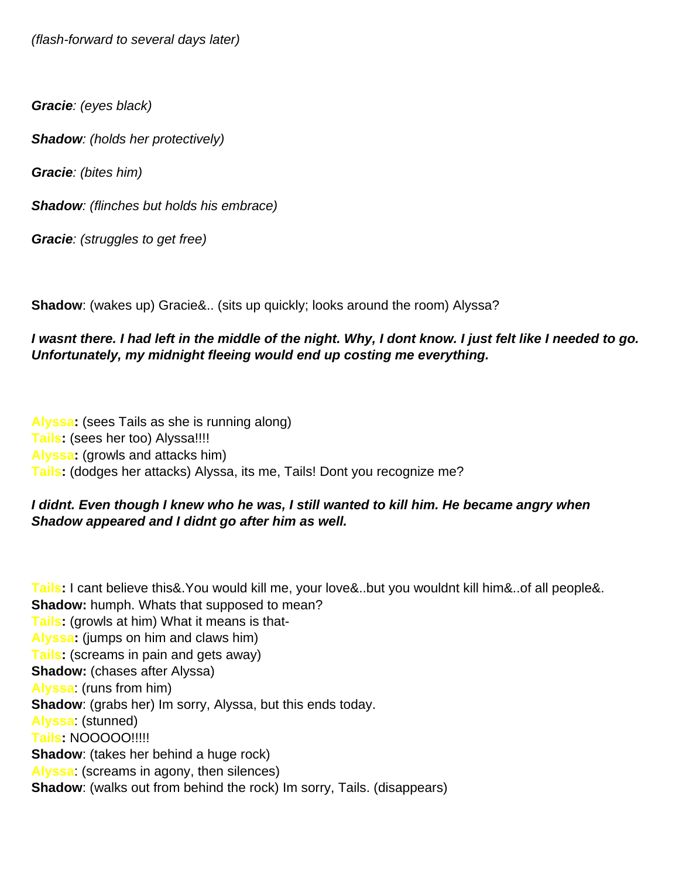*(flash-forward to several days later)*

***Gracie**: (eyes black)*

***Shadow**: (holds her protectively)*

***Gracie**: (bites him)*

***Shadow**: (flinches but holds his embrace)*

***Gracie**: (struggles to get free)*

**Shadow**: (wakes up) Gracie&.. (sits up quickly; looks around the room) Alyssa?

***I wasnt there. I had left in the middle of the night. Why, I dont know. I just felt like I needed to go. Unfortunately, my midnight fleeing would end up costing me everything.***

**Alyssa:** (sees Tails as she is running along)
**Tails:** (sees her too) Alyssa!!!!
**Alyssa:** (growls and attacks him)
**Tails:** (dodges her attacks) Alyssa, its me, Tails! Dont you recognize me?

***I didnt. Even though I knew who he was, I still wanted to kill him. He became angry when Shadow appeared and I didnt go after him as well.***

**Tails:** I cant believe this&.You would kill me, your love&..but you wouldnt kill him&..of all people&.
**Shadow:** humph. Whats that supposed to mean?
**Tails:** (growls at him) What it means is that-
**Alyssa:** (jumps on him and claws him)
**Tails:** (screams in pain and gets away)
**Shadow:** (chases after Alyssa)
**Alyssa**: (runs from him)
**Shadow**: (grabs her) Im sorry, Alyssa, but this ends today.
**Alyssa**: (stunned)
**Tails:** NOOOOO!!!!!
**Shadow**: (takes her behind a huge rock)
**Alyssa**: (screams in agony, then silences)
**Shadow**: (walks out from behind the rock) Im sorry, Tails. (disappears)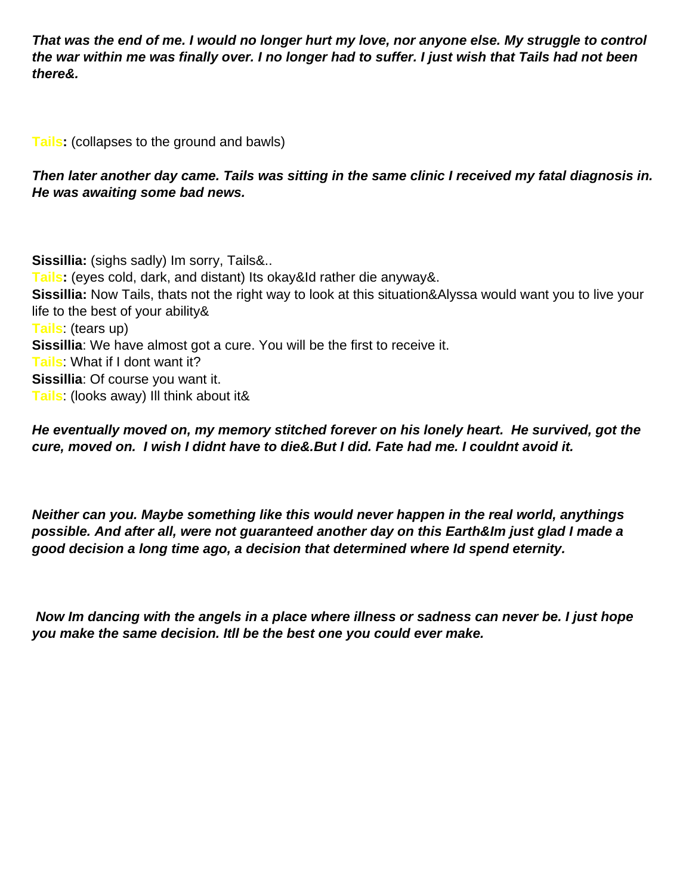***That was the end of me. I would no longer hurt my love, nor anyone else. My struggle to control the war within me was finally over. I no longer had to suffer. I just wish that Tails had not been there&.***

**Tails:** (collapses to the ground and bawls)

***Then later another day came. Tails was sitting in the same clinic I received my fatal diagnosis in. He was awaiting some bad news.***

**Sissillia:** (sighs sadly) Im sorry, Tails&..
**Tails:** (eyes cold, dark, and distant) Its okay&Id rather die anyway&.
**Sissillia:** Now Tails, thats not the right way to look at this situation&Alyssa would want you to live your life to the best of your ability&
**Tails**: (tears up)
**Sissillia**: We have almost got a cure. You will be the first to receive it.
**Tails**: What if I dont want it?
**Sissillia**: Of course you want it.
**Tails**: (looks away) Ill think about it&

***He eventually moved on, my memory stitched forever on his lonely heart. He survived, got the cure, moved on. I wish I didnt have to die&.But I did. Fate had me. I couldnt avoid it.***

***Neither can you. Maybe something like this would never happen in the real world, anythings possible. And after all, were not guaranteed another day on this Earth&Im just glad I made a good decision a long time ago, a decision that determined where Id spend eternity.***

***Now Im dancing with the angels in a place where illness or sadness can never be. I just hope you make the same decision. Itll be the best one you could ever make.***